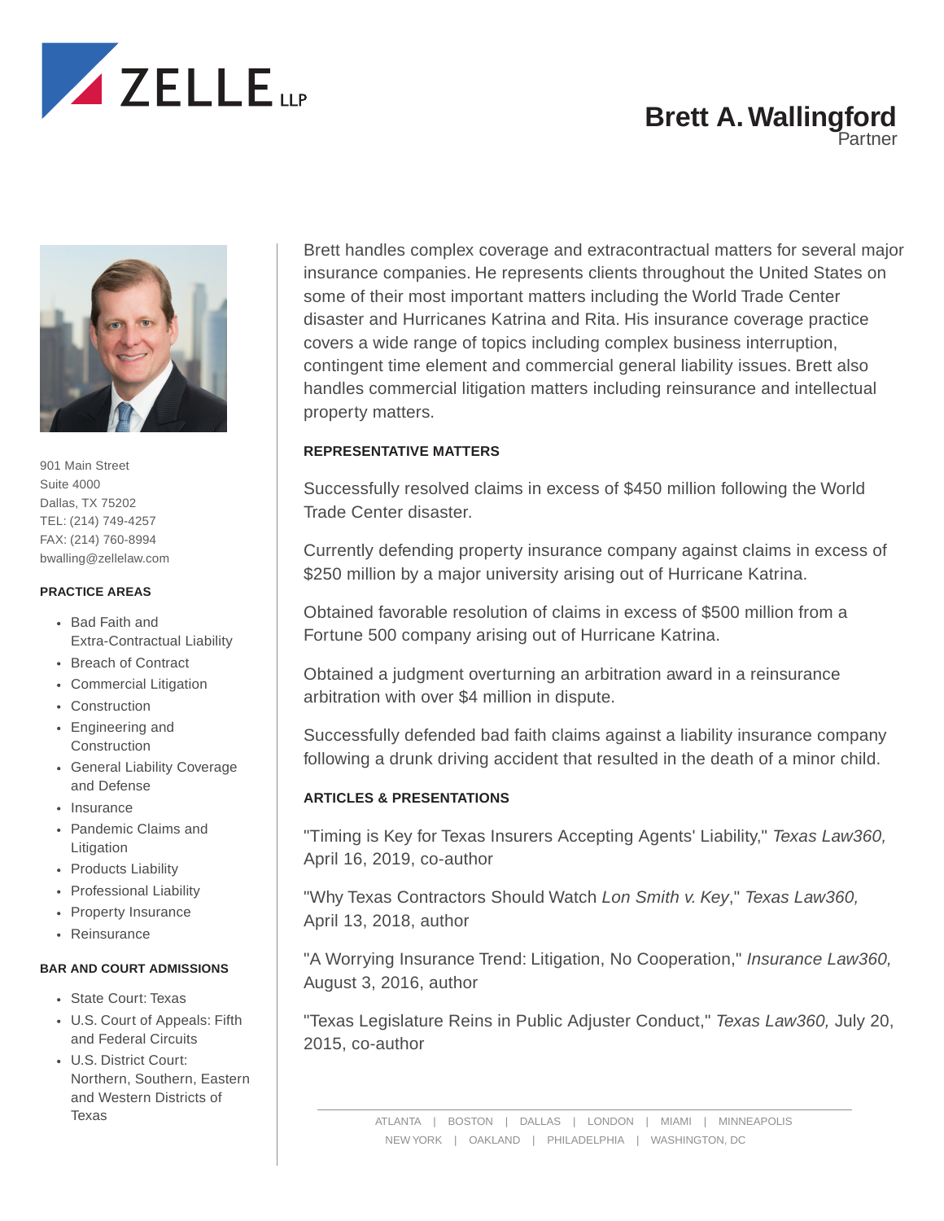ZELLE LLP

# Brett A. Wallingford

Partner

901 Main Street
Suite 4000
Dallas, TX 75202
TEL: (214) 749-4257
FAX: (214) 760-8994
bwalling@zellelaw.com

### PRACTICE AREAS

- Bad Faith and Extra-Contractual Liability
- Breach of Contract
- Commercial Litigation
- Construction
- Engineering and Construction
- General Liability Coverage and Defense
- Insurance
- Pandemic Claims and Litigation
- Products Liability
- Professional Liability
- Property Insurance
- Reinsurance

### BAR AND COURT ADMISSIONS

- State Court: Texas
- U.S. Court of Appeals: Fifth and Federal Circuits
- U.S. District Court: Northern, Southern, Eastern and Western Districts of Texas

Brett handles complex coverage and extracontractual matters for several major insurance companies. He represents clients throughout the United States on some of their most important matters including the World Trade Center disaster and Hurricanes Katrina and Rita. His insurance coverage practice covers a wide range of topics including complex business interruption, contingent time element and commercial general liability issues. Brett also handles commercial litigation matters including reinsurance and intellectual property matters.

### REPRESENTATIVE MATTERS

Successfully resolved claims in excess of $450 million following the World Trade Center disaster.

Currently defending property insurance company against claims in excess of $250 million by a major university arising out of Hurricane Katrina.

Obtained favorable resolution of claims in excess of $500 million from a Fortune 500 company arising out of Hurricane Katrina.

Obtained a judgment overturning an arbitration award in a reinsurance arbitration with over $4 million in dispute.

Successfully defended bad faith claims against a liability insurance company following a drunk driving accident that resulted in the death of a minor child.

### ARTICLES & PRESENTATIONS

"Timing is Key for Texas Insurers Accepting Agents' Liability," *Texas Law360,* April 16, 2019, co-author

"Why Texas Contractors Should Watch *Lon Smith v. Key*," *Texas Law360,* April 13, 2018, author

"A Worrying Insurance Trend: Litigation, No Cooperation," *Insurance Law360,* August 3, 2016, author

"Texas Legislature Reins in Public Adjuster Conduct," *Texas Law360,* July 20, 2015, co-author

ATLANTA | BOSTON | DALLAS | LONDON | MIAMI | MINNEAPOLIS
NEW YORK | OAKLAND | PHILADELPHIA | WASHINGTON, DC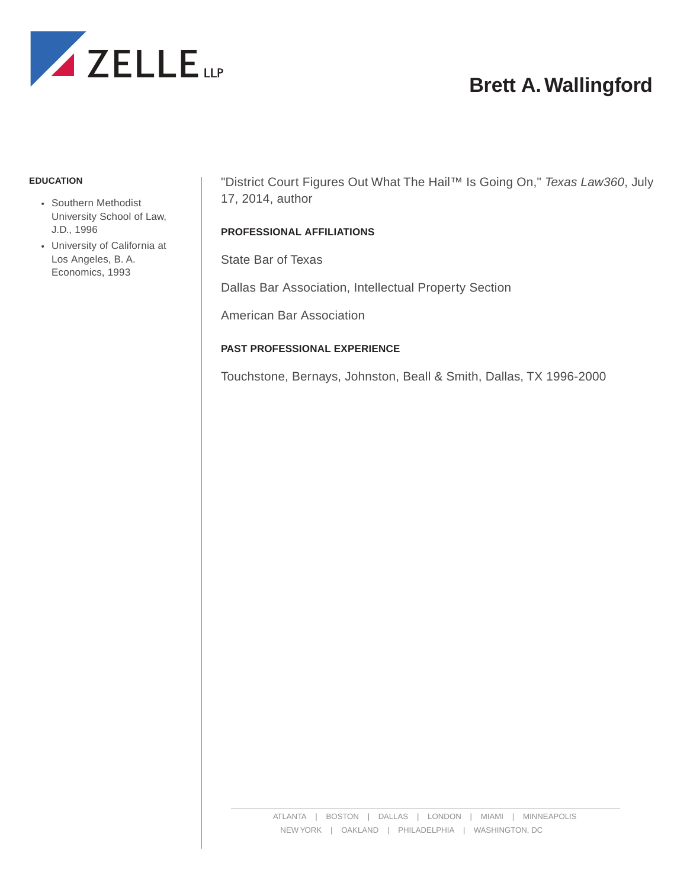# Brett A. Wallingford

**EDUCATION**

- Southern Methodist University School of Law, J.D., 1996
- University of California at Los Angeles, B. A. Economics, 1993

"District Court Figures Out What The Hail™ Is Going On," *Texas Law360*, July 17, 2014, author

**PROFESSIONAL AFFILIATIONS**

State Bar of Texas

Dallas Bar Association, Intellectual Property Section

American Bar Association

**PAST PROFESSIONAL EXPERIENCE**

Touchstone, Bernays, Johnston, Beall & Smith, Dallas, TX 1996-2000